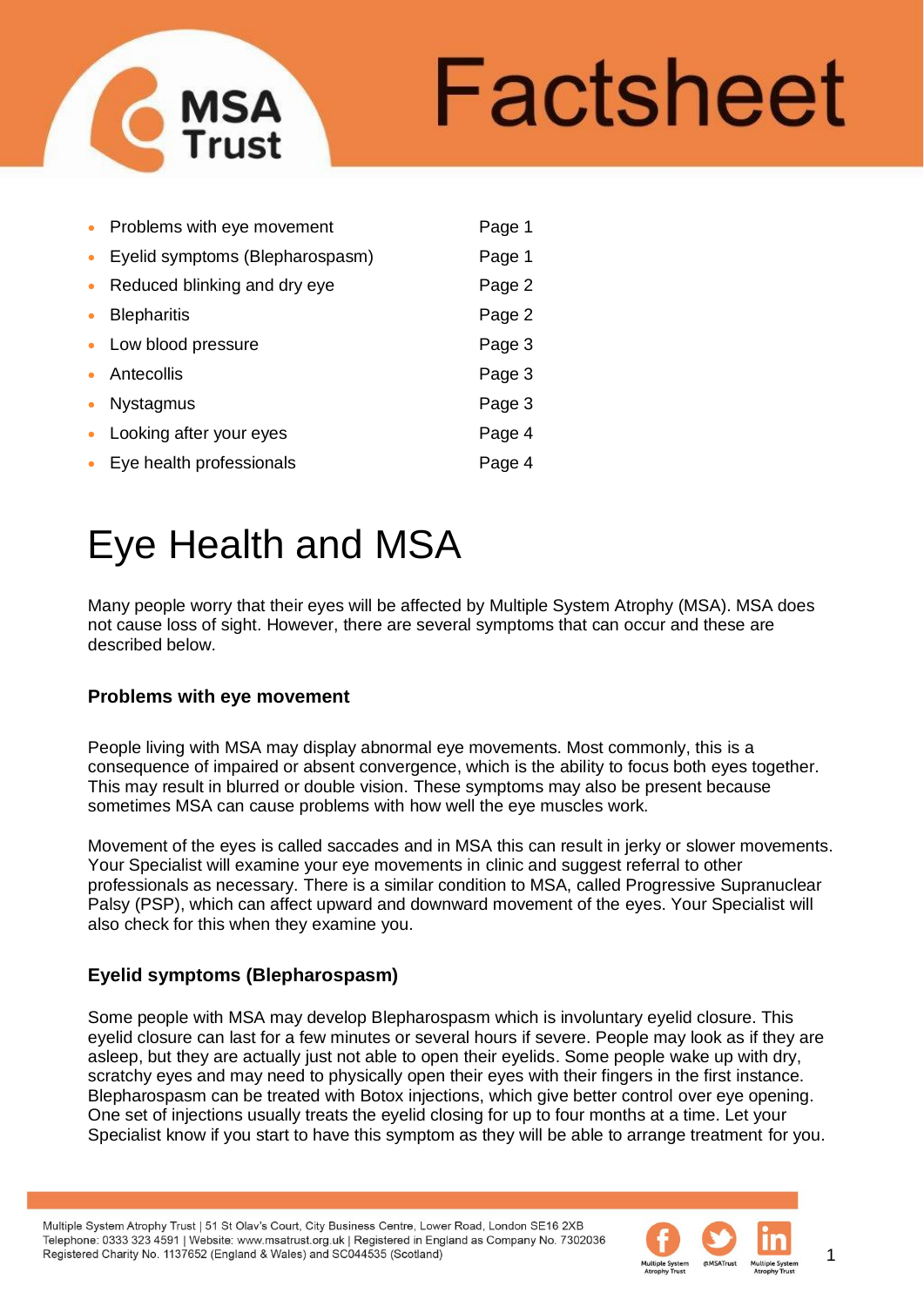# Factsheet

- Problems with eye movement — Page 1
- Eyelid symptoms (Blepharospasm) — Page 1
- Reduced blinking and dry eye — Page 2
- Blepharitis — Page 2
- Low blood pressure — Page 3
- Antecollis — Page 3
- Nystagmus — Page 3
- Looking after your eyes — Page 4
- Eye health professionals — Page 4

# Eye Health and MSA

Many people worry that their eyes will be affected by Multiple System Atrophy (MSA). MSA does not cause loss of sight. However, there are several symptoms that can occur and these are described below.

### Problems with eye movement

People living with MSA may display abnormal eye movements. Most commonly, this is a consequence of impaired or absent convergence, which is the ability to focus both eyes together. This may result in blurred or double vision. These symptoms may also be present because sometimes MSA can cause problems with how well the eye muscles work.

Movement of the eyes is called saccades and in MSA this can result in jerky or slower movements. Your Specialist will examine your eye movements in clinic and suggest referral to other professionals as necessary. There is a similar condition to MSA, called Progressive Supranuclear Palsy (PSP), which can affect upward and downward movement of the eyes. Your Specialist will also check for this when they examine you.

### Eyelid symptoms (Blepharospasm)

Some people with MSA may develop Blepharospasm which is involuntary eyelid closure. This eyelid closure can last for a few minutes or several hours if severe. People may look as if they are asleep, but they are actually just not able to open their eyelids. Some people wake up with dry, scratchy eyes and may need to physically open their eyes with their fingers in the first instance. Blepharospasm can be treated with Botox injections, which give better control over eye opening. One set of injections usually treats the eyelid closing for up to four months at a time. Let your Specialist know if you start to have this symptom as they will be able to arrange treatment for you.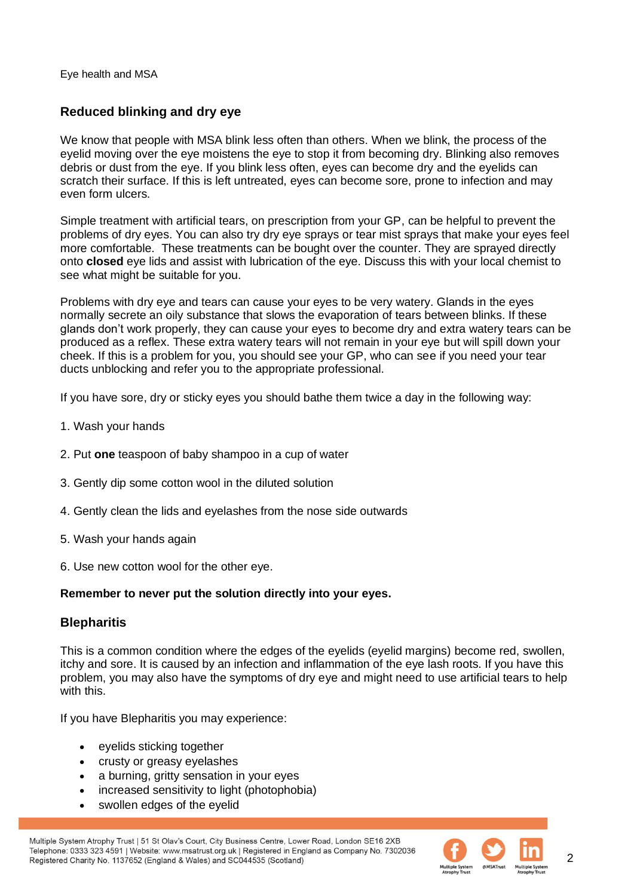## Reduced blinking and dry eye

We know that people with MSA blink less often than others. When we blink, the process of the eyelid moving over the eye moistens the eye to stop it from becoming dry. Blinking also removes debris or dust from the eye. If you blink less often, eyes can become dry and the eyelids can scratch their surface. If this is left untreated, eyes can become sore, prone to infection and may even form ulcers.

Simple treatment with artificial tears, on prescription from your GP, can be helpful to prevent the problems of dry eyes. You can also try dry eye sprays or tear mist sprays that make your eyes feel more comfortable. These treatments can be bought over the counter. They are sprayed directly onto **closed** eye lids and assist with lubrication of the eye. Discuss this with your local chemist to see what might be suitable for you.

Problems with dry eye and tears can cause your eyes to be very watery. Glands in the eyes normally secrete an oily substance that slows the evaporation of tears between blinks. If these glands don't work properly, they can cause your eyes to become dry and extra watery tears can be produced as a reflex. These extra watery tears will not remain in your eye but will spill down your cheek. If this is a problem for you, you should see your GP, who can see if you need your tear ducts unblocking and refer you to the appropriate professional.

If you have sore, dry or sticky eyes you should bathe them twice a day in the following way:

1. Wash your hands
2. Put **one** teaspoon of baby shampoo in a cup of water
3. Gently dip some cotton wool in the diluted solution
4. Gently clean the lids and eyelashes from the nose side outwards
5. Wash your hands again
6. Use new cotton wool for the other eye.

**Remember to never put the solution directly into your eyes.**

## Blepharitis

This is a common condition where the edges of the eyelids (eyelid margins) become red, swollen, itchy and sore. It is caused by an infection and inflammation of the eye lash roots. If you have this problem, you may also have the symptoms of dry eye and might need to use artificial tears to help with this.

If you have Blepharitis you may experience:

- eyelids sticking together
- crusty or greasy eyelashes
- a burning, gritty sensation in your eyes
- increased sensitivity to light (photophobia)
- swollen edges of the eyelid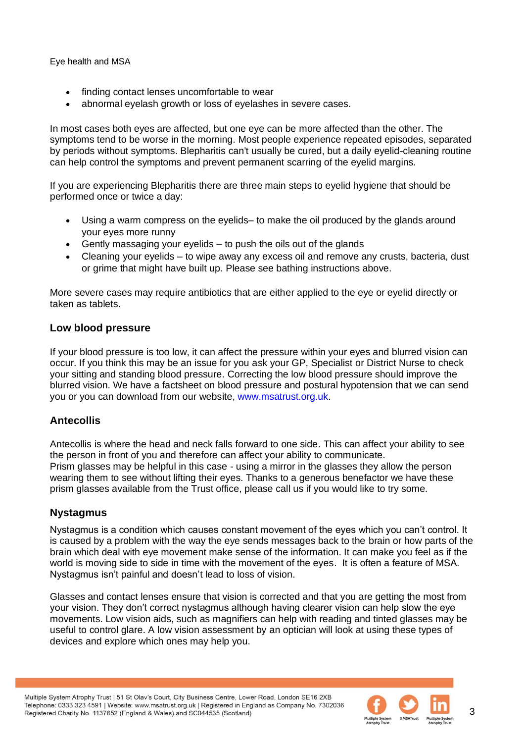- finding contact lenses uncomfortable to wear
- abnormal eyelash growth or loss of eyelashes in severe cases.

In most cases both eyes are affected, but one eye can be more affected than the other. The symptoms tend to be worse in the morning. Most people experience repeated episodes, separated by periods without symptoms. Blepharitis can't usually be cured, but a daily eyelid-cleaning routine can help control the symptoms and prevent permanent scarring of the eyelid margins.

If you are experiencing Blepharitis there are three main steps to eyelid hygiene that should be performed once or twice a day:

- Using a warm compress on the eyelids– to make the oil produced by the glands around your eyes more runny
- Gently massaging your eyelids – to push the oils out of the glands
- Cleaning your eyelids – to wipe away any excess oil and remove any crusts, bacteria, dust or grime that might have built up. Please see bathing instructions above.

More severe cases may require antibiotics that are either applied to the eye or eyelid directly or taken as tablets.

## Low blood pressure

If your blood pressure is too low, it can affect the pressure within your eyes and blurred vision can occur. If you think this may be an issue for you ask your GP, Specialist or District Nurse to check your sitting and standing blood pressure. Correcting the low blood pressure should improve the blurred vision. We have a factsheet on blood pressure and postural hypotension that we can send you or you can download from our website, www.msatrust.org.uk.

## Antecollis

Antecollis is where the head and neck falls forward to one side. This can affect your ability to see the person in front of you and therefore can affect your ability to communicate.
Prism glasses may be helpful in this case - using a mirror in the glasses they allow the person wearing them to see without lifting their eyes. Thanks to a generous benefactor we have these prism glasses available from the Trust office, please call us if you would like to try some.

## Nystagmus

Nystagmus is a condition which causes constant movement of the eyes which you can't control. It is caused by a problem with the way the eye sends messages back to the brain or how parts of the brain which deal with eye movement make sense of the information. It can make you feel as if the world is moving side to side in time with the movement of the eyes. It is often a feature of MSA. Nystagmus isn't painful and doesn't lead to loss of vision.

Glasses and contact lenses ensure that vision is corrected and that you are getting the most from your vision. They don't correct nystagmus although having clearer vision can help slow the eye movements. Low vision aids, such as magnifiers can help with reading and tinted glasses may be useful to control glare. A low vision assessment by an optician will look at using these types of devices and explore which ones may help you.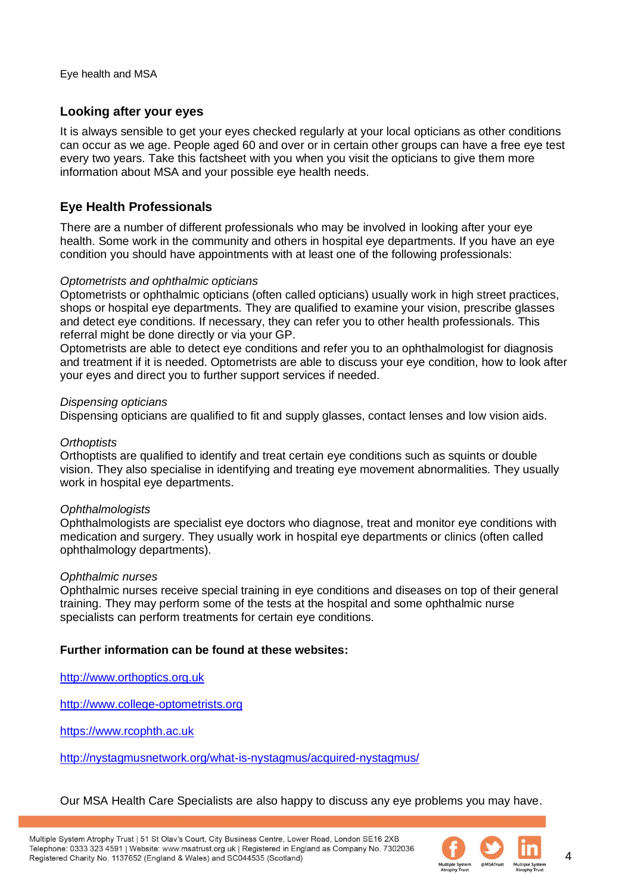## Looking after your eyes

It is always sensible to get your eyes checked regularly at your local opticians as other conditions can occur as we age. People aged 60 and over or in certain other groups can have a free eye test every two years. Take this factsheet with you when you visit the opticians to give them more information about MSA and your possible eye health needs.

## Eye Health Professionals

There are a number of different professionals who may be involved in looking after your eye health. Some work in the community and others in hospital eye departments. If you have an eye condition you should have appointments with at least one of the following professionals:

*Optometrists and ophthalmic opticians*

Optometrists or ophthalmic opticians (often called opticians) usually work in high street practices, shops or hospital eye departments. They are qualified to examine your vision, prescribe glasses and detect eye conditions. If necessary, they can refer you to other health professionals. This referral might be done directly or via your GP.

Optometrists are able to detect eye conditions and refer you to an ophthalmologist for diagnosis and treatment if it is needed. Optometrists are able to discuss your eye condition, how to look after your eyes and direct you to further support services if needed.

*Dispensing opticians*

Dispensing opticians are qualified to fit and supply glasses, contact lenses and low vision aids.

*Orthoptists*

Orthoptists are qualified to identify and treat certain eye conditions such as squints or double vision. They also specialise in identifying and treating eye movement abnormalities. They usually work in hospital eye departments.

*Ophthalmologists*

Ophthalmologists are specialist eye doctors who diagnose, treat and monitor eye conditions with medication and surgery. They usually work in hospital eye departments or clinics (often called ophthalmology departments).

*Ophthalmic nurses*

Ophthalmic nurses receive special training in eye conditions and diseases on top of their general training. They may perform some of the tests at the hospital and some ophthalmic nurse specialists can perform treatments for certain eye conditions.

**Further information can be found at these websites:**

http://www.orthoptics.org.uk

http://www.college-optometrists.org

https://www.rcophth.ac.uk

http://nystagmusnetwork.org/what-is-nystagmus/acquired-nystagmus/

Our MSA Health Care Specialists are also happy to discuss any eye problems you may have.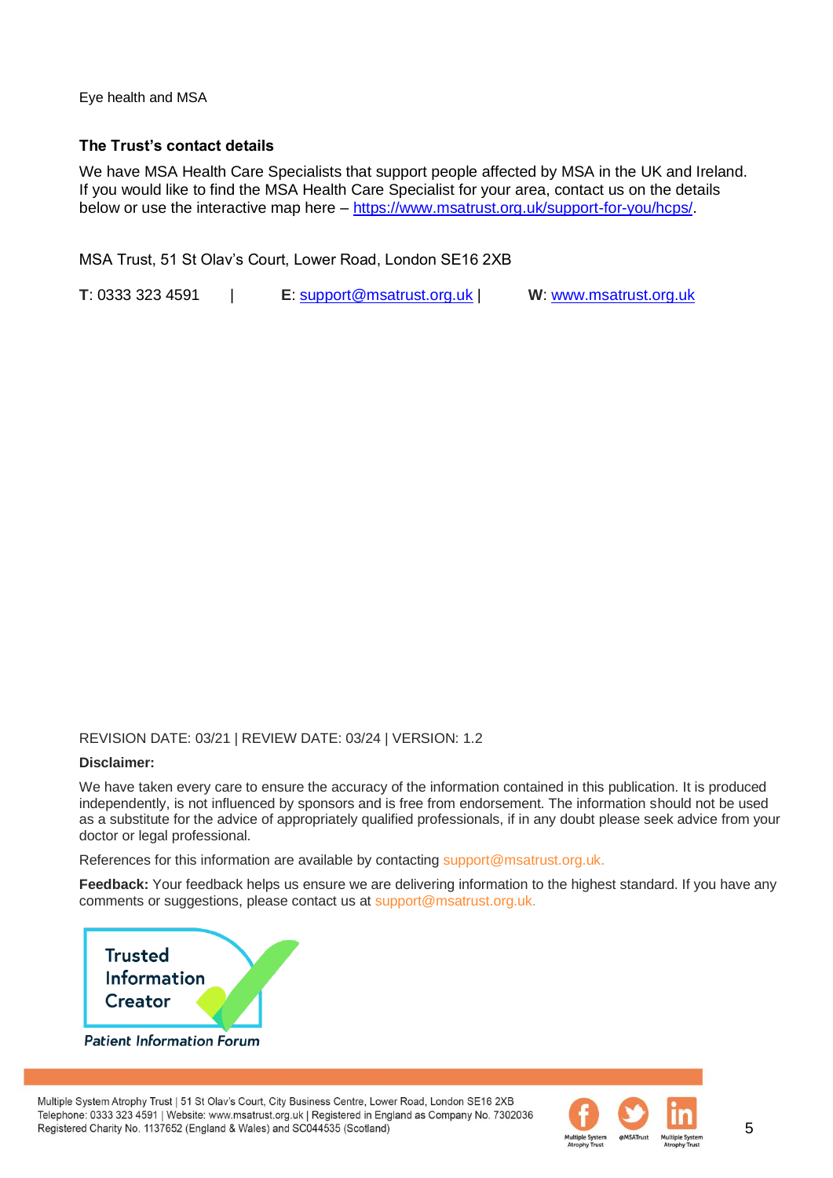## The Trust's contact details

We have MSA Health Care Specialists that support people affected by MSA in the UK and Ireland. If you would like to find the MSA Health Care Specialist for your area, contact us on the details below or use the interactive map here – https://www.msatrust.org.uk/support-for-you/hcps/.

MSA Trust, 51 St Olav's Court, Lower Road, London SE16 2XB

**T**: 0333 323 4591 | **E**: support@msatrust.org.uk | **W**: www.msatrust.org.uk

REVISION DATE: 03/21 | REVIEW DATE: 03/24 | VERSION: 1.2

**Disclaimer:**

We have taken every care to ensure the accuracy of the information contained in this publication. It is produced independently, is not influenced by sponsors and is free from endorsement. The information should not be used as a substitute for the advice of appropriately qualified professionals, if in any doubt please seek advice from your doctor or legal professional.

References for this information are available by contacting support@msatrust.org.uk.

**Feedback:** Your feedback helps us ensure we are delivering information to the highest standard. If you have any comments or suggestions, please contact us at support@msatrust.org.uk.

Trusted Information Creator

*Patient Information Forum*

Multiple System Atrophy Trust | 51 St Olav's Court, City Business Centre, Lower Road, London SE16 2XB
Telephone: 0333 323 4591 | Website: www.msatrust.org.uk | Registered in England as Company No. 7302036
Registered Charity No. 1137652 (England & Wales) and SC044535 (Scotland)